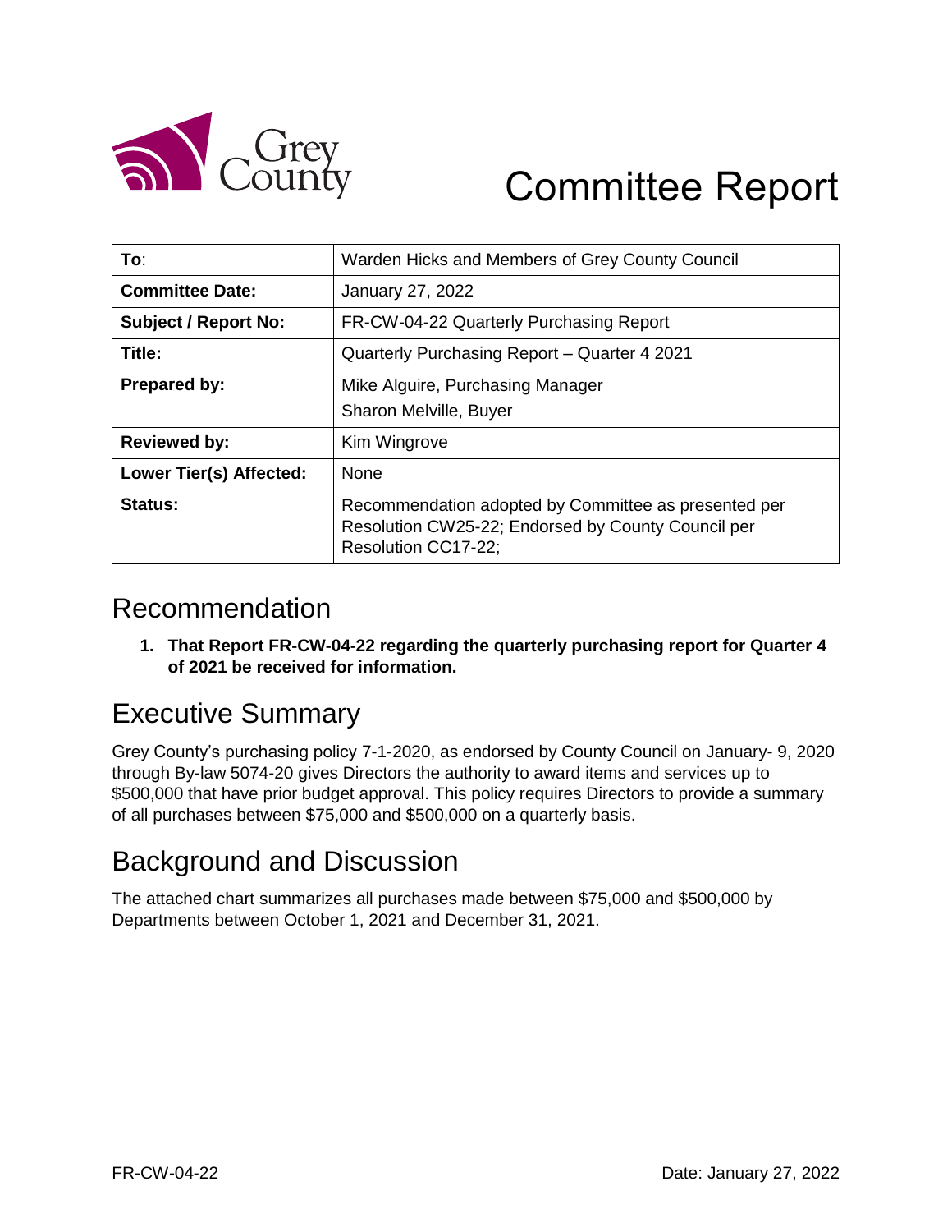Grey County

# Committee Report

| | |
|---|---|
| **To**: | Warden Hicks and Members of Grey County Council |
| **Committee Date:** | January 27, 2022 |
| **Subject / Report No:** | FR-CW-04-22 Quarterly Purchasing Report |
| **Title:** | Quarterly Purchasing Report – Quarter 4 2021 |
| **Prepared by:** | Mike Alguire, Purchasing Manager<br>Sharon Melville, Buyer |
| **Reviewed by:** | Kim Wingrove |
| **Lower Tier(s) Affected:** | None |
| **Status:** | Recommendation adopted by Committee as presented per Resolution CW25-22; Endorsed by County Council per Resolution CC17-22; |

## Recommendation

1. **That Report FR-CW-04-22 regarding the quarterly purchasing report for Quarter 4 of 2021 be received for information.**

## Executive Summary

Grey County's purchasing policy 7-1-2020, as endorsed by County Council on January- 9, 2020 through By-law 5074-20 gives Directors the authority to award items and services up to $500,000 that have prior budget approval. This policy requires Directors to provide a summary of all purchases between $75,000 and $500,000 on a quarterly basis.

## Background and Discussion

The attached chart summarizes all purchases made between $75,000 and $500,000 by Departments between October 1, 2021 and December 31, 2021.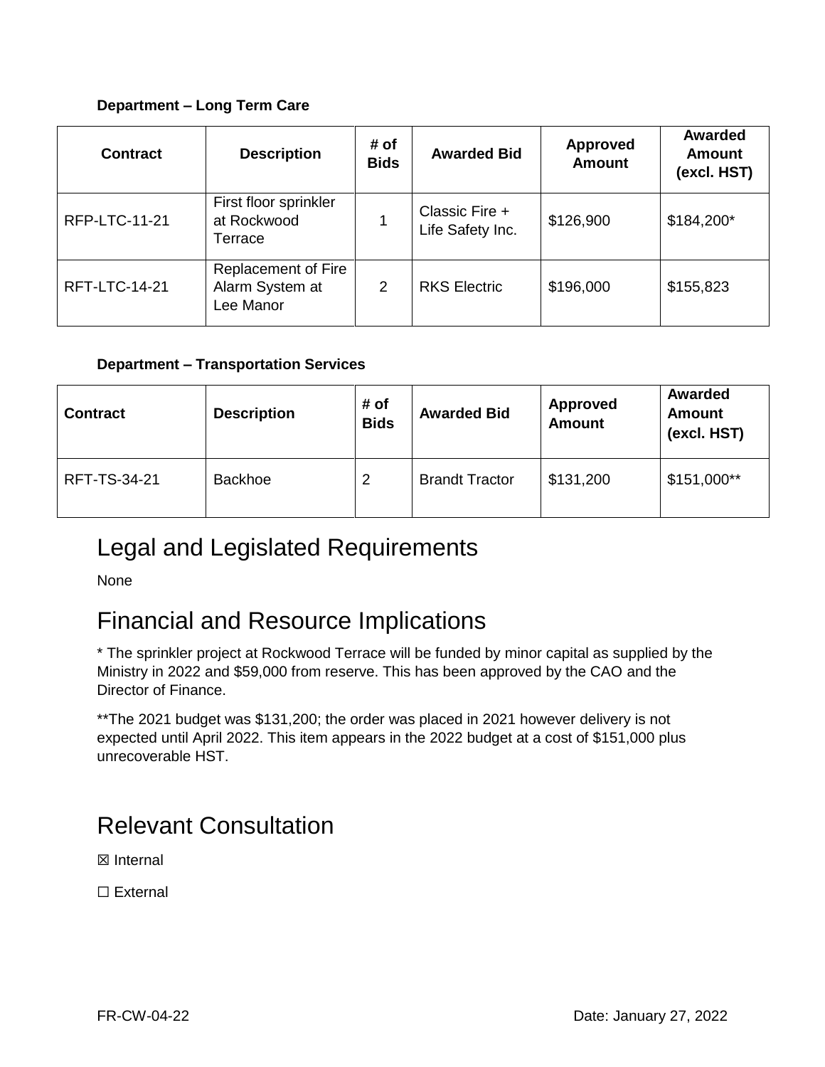**Department – Long Term Care**

| Contract | Description | # of Bids | Awarded Bid | Approved Amount | Awarded Amount (excl. HST) |
|---|---|---|---|---|---|
| RFP-LTC-11-21 | First floor sprinkler at Rockwood Terrace | 1 | Classic Fire + Life Safety Inc. | $126,900 | $184,200* |
| RFT-LTC-14-21 | Replacement of Fire Alarm System at Lee Manor | 2 | RKS Electric | $196,000 | $155,823 |

**Department – Transportation Services**

| Contract | Description | # of Bids | Awarded Bid | Approved Amount | Awarded Amount (excl. HST) |
|---|---|---|---|---|---|
| RFT-TS-34-21 | Backhoe | 2 | Brandt Tractor | $131,200 | $151,000** |

# Legal and Legislated Requirements

None

# Financial and Resource Implications

* The sprinkler project at Rockwood Terrace will be funded by minor capital as supplied by the Ministry in 2022 and $59,000 from reserve. This has been approved by the CAO and the Director of Finance.

**The 2021 budget was $131,200; the order was placed in 2021 however delivery is not expected until April 2022. This item appears in the 2022 budget at a cost of $151,000 plus unrecoverable HST.

# Relevant Consultation

☒ Internal

☐ External

FR-CW-04-22 Date: January 27, 2022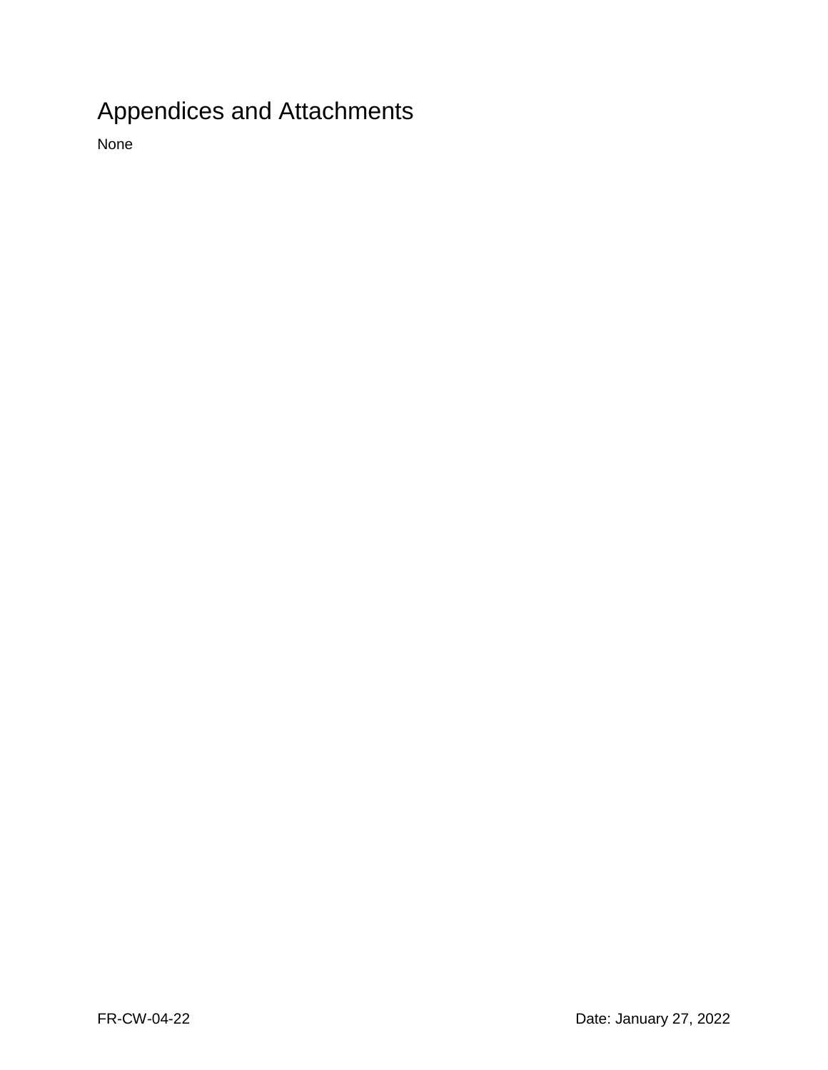## Appendices and Attachments

None